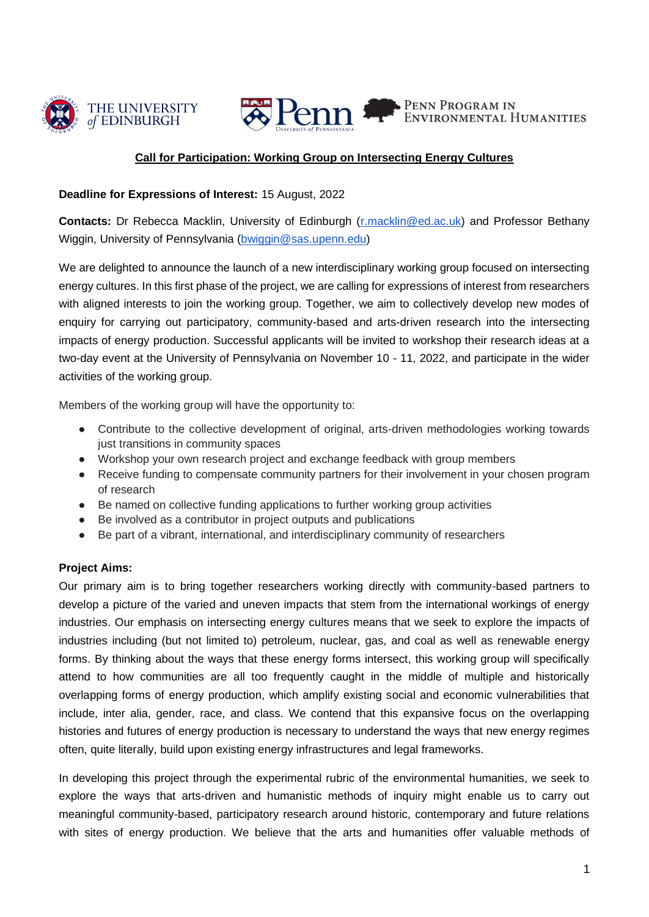THE UNIVERSITY of EDINBURGH | Penn University of Pennsylvania | Penn Program in Environmental Humanities

## Call for Participation: Working Group on Intersecting Energy Cultures

**Deadline for Expressions of Interest:** 15 August, 2022

**Contacts:** Dr Rebecca Macklin, University of Edinburgh (r.macklin@ed.ac.uk) and Professor Bethany Wiggin, University of Pennsylvania (bwiggin@sas.upenn.edu)

We are delighted to announce the launch of a new interdisciplinary working group focused on intersecting energy cultures. In this first phase of the project, we are calling for expressions of interest from researchers with aligned interests to join the working group. Together, we aim to collectively develop new modes of enquiry for carrying out participatory, community-based and arts-driven research into the intersecting impacts of energy production. Successful applicants will be invited to workshop their research ideas at a two-day event at the University of Pennsylvania on November 10 - 11, 2022, and participate in the wider activities of the working group.

Members of the working group will have the opportunity to:

- Contribute to the collective development of original, arts-driven methodologies working towards just transitions in community spaces
- Workshop your own research project and exchange feedback with group members
- Receive funding to compensate community partners for their involvement in your chosen program of research
- Be named on collective funding applications to further working group activities
- Be involved as a contributor in project outputs and publications
- Be part of a vibrant, international, and interdisciplinary community of researchers

**Project Aims:**

Our primary aim is to bring together researchers working directly with community-based partners to develop a picture of the varied and uneven impacts that stem from the international workings of energy industries. Our emphasis on intersecting energy cultures means that we seek to explore the impacts of industries including (but not limited to) petroleum, nuclear, gas, and coal as well as renewable energy forms. By thinking about the ways that these energy forms intersect, this working group will specifically attend to how communities are all too frequently caught in the middle of multiple and historically overlapping forms of energy production, which amplify existing social and economic vulnerabilities that include, inter alia, gender, race, and class. We contend that this expansive focus on the overlapping histories and futures of energy production is necessary to understand the ways that new energy regimes often, quite literally, build upon existing energy infrastructures and legal frameworks.

In developing this project through the experimental rubric of the environmental humanities, we seek to explore the ways that arts-driven and humanistic methods of inquiry might enable us to carry out meaningful community-based, participatory research around historic, contemporary and future relations with sites of energy production. We believe that the arts and humanities offer valuable methods of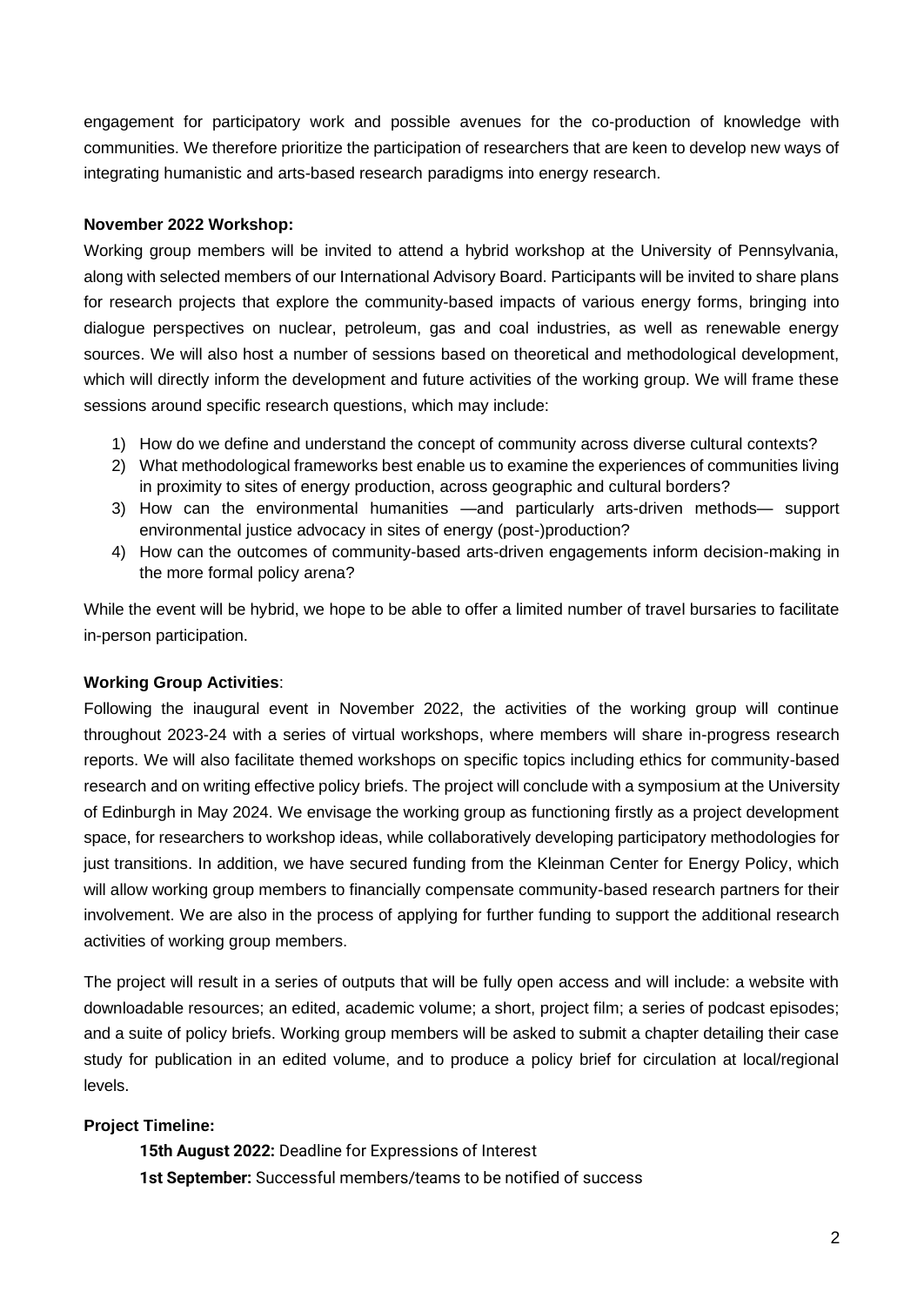engagement for participatory work and possible avenues for the co-production of knowledge with communities. We therefore prioritize the participation of researchers that are keen to develop new ways of integrating humanistic and arts-based research paradigms into energy research.

**November 2022 Workshop:**

Working group members will be invited to attend a hybrid workshop at the University of Pennsylvania, along with selected members of our International Advisory Board. Participants will be invited to share plans for research projects that explore the community-based impacts of various energy forms, bringing into dialogue perspectives on nuclear, petroleum, gas and coal industries, as well as renewable energy sources. We will also host a number of sessions based on theoretical and methodological development, which will directly inform the development and future activities of the working group. We will frame these sessions around specific research questions, which may include:

1) How do we define and understand the concept of community across diverse cultural contexts?
2) What methodological frameworks best enable us to examine the experiences of communities living in proximity to sites of energy production, across geographic and cultural borders?
3) How can the environmental humanities —and particularly arts-driven methods— support environmental justice advocacy in sites of energy (post-)production?
4) How can the outcomes of community-based arts-driven engagements inform decision-making in the more formal policy arena?

While the event will be hybrid, we hope to be able to offer a limited number of travel bursaries to facilitate in-person participation.

**Working Group Activities**:

Following the inaugural event in November 2022, the activities of the working group will continue throughout 2023-24 with a series of virtual workshops, where members will share in-progress research reports. We will also facilitate themed workshops on specific topics including ethics for community-based research and on writing effective policy briefs. The project will conclude with a symposium at the University of Edinburgh in May 2024. We envisage the working group as functioning firstly as a project development space, for researchers to workshop ideas, while collaboratively developing participatory methodologies for just transitions. In addition, we have secured funding from the Kleinman Center for Energy Policy, which will allow working group members to financially compensate community-based research partners for their involvement. We are also in the process of applying for further funding to support the additional research activities of working group members.

The project will result in a series of outputs that will be fully open access and will include: a website with downloadable resources; an edited, academic volume; a short, project film; a series of podcast episodes; and a suite of policy briefs. Working group members will be asked to submit a chapter detailing their case study for publication in an edited volume, and to produce a policy brief for circulation at local/regional levels.

**Project Timeline:**

**15th August 2022:** Deadline for Expressions of Interest

**1st September:** Successful members/teams to be notified of success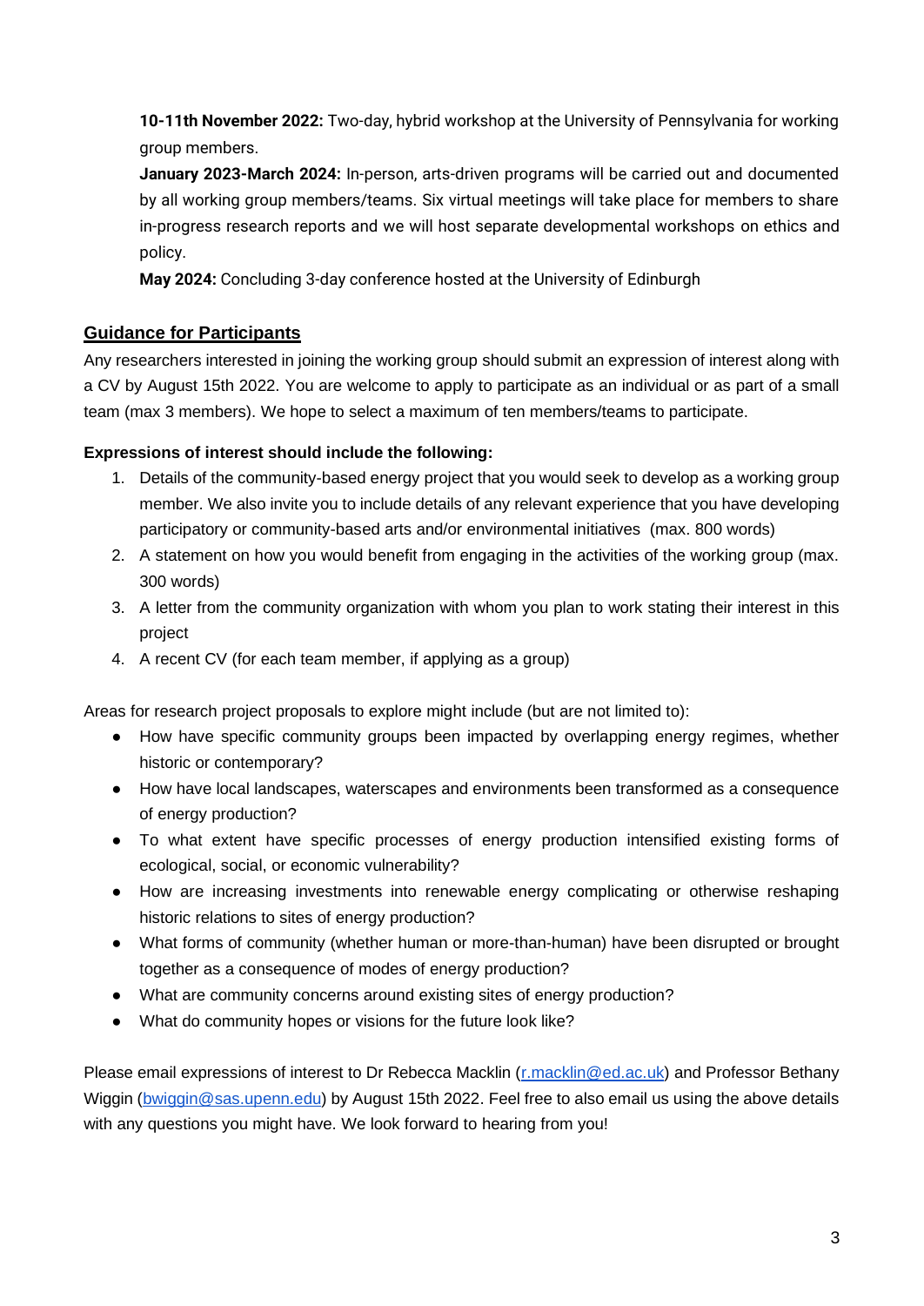**10-11th November 2022:** Two-day, hybrid workshop at the University of Pennsylvania for working group members.

**January 2023-March 2024:** In-person, arts-driven programs will be carried out and documented by all working group members/teams. Six virtual meetings will take place for members to share in-progress research reports and we will host separate developmental workshops on ethics and policy.

**May 2024:** Concluding 3-day conference hosted at the University of Edinburgh

## Guidance for Participants

Any researchers interested in joining the working group should submit an expression of interest along with a CV by August 15th 2022. You are welcome to apply to participate as an individual or as part of a small team (max 3 members). We hope to select a maximum of ten members/teams to participate.

**Expressions of interest should include the following:**

1. Details of the community-based energy project that you would seek to develop as a working group member. We also invite you to include details of any relevant experience that you have developing participatory or community-based arts and/or environmental initiatives (max. 800 words)
2. A statement on how you would benefit from engaging in the activities of the working group (max. 300 words)
3. A letter from the community organization with whom you plan to work stating their interest in this project
4. A recent CV (for each team member, if applying as a group)

Areas for research project proposals to explore might include (but are not limited to):

- How have specific community groups been impacted by overlapping energy regimes, whether historic or contemporary?
- How have local landscapes, waterscapes and environments been transformed as a consequence of energy production?
- To what extent have specific processes of energy production intensified existing forms of ecological, social, or economic vulnerability?
- How are increasing investments into renewable energy complicating or otherwise reshaping historic relations to sites of energy production?
- What forms of community (whether human or more-than-human) have been disrupted or brought together as a consequence of modes of energy production?
- What are community concerns around existing sites of energy production?
- What do community hopes or visions for the future look like?

Please email expressions of interest to Dr Rebecca Macklin (r.macklin@ed.ac.uk) and Professor Bethany Wiggin (bwiggin@sas.upenn.edu) by August 15th 2022. Feel free to also email us using the above details with any questions you might have. We look forward to hearing from you!